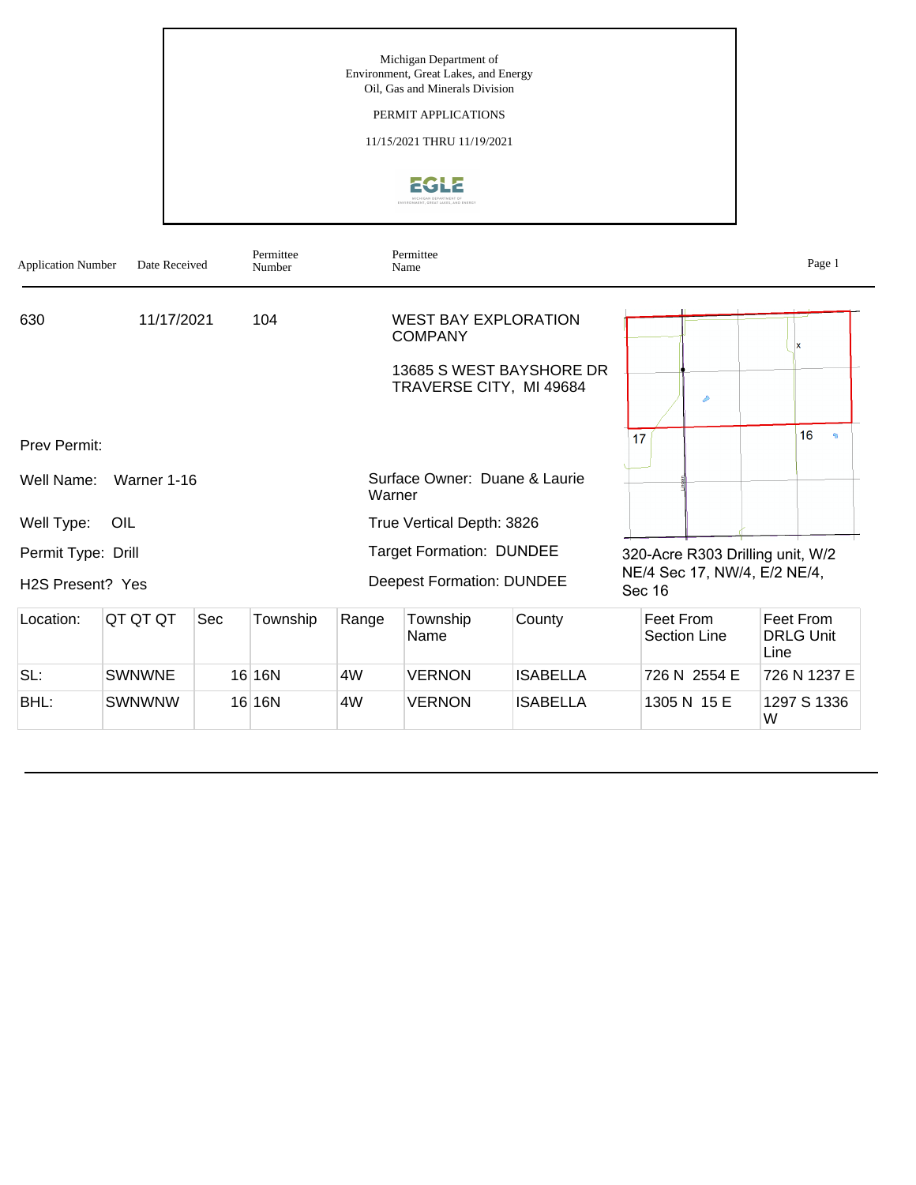Michigan Department of
Environment, Great Lakes, and Energy
Oil, Gas and Minerals Division

PERMIT APPLICATIONS

11/15/2021 THRU 11/19/2021

| Application Number | Date Received | Permittee Number | Permittee Name |
|---|---|---|---|
| 630 | 11/17/2021 | 104 | WEST BAY EXPLORATION COMPANY<br>13685 S WEST BAYSHORE DR<br>TRAVERSE CITY, MI 49684 |

Prev Permit:

Well Name: Warner 1-16

Well Type: OIL

Permit Type: Drill

H2S Present? Yes

Surface Owner: Duane & Laurie Warner

True Vertical Depth: 3826

Target Formation: DUNDEE

Deepest Formation: DUNDEE

320-Acre R303 Drilling unit, W/2 NE/4 Sec 17, NW/4, E/2 NE/4, Sec 16

| Location: | QT QT QT | Sec | Township | Range | Township Name | County | Feet From Section Line | Feet From DRLG Unit Line |
|---|---|---|---|---|---|---|---|---|
| SL: | SWNWNE | 16 | 16N | 4W | VERNON | ISABELLA | 726 N 2554 E | 726 N 1237 E |
| BHL: | SWNWNW | 16 | 16N | 4W | VERNON | ISABELLA | 1305 N 15 E | 1297 S 1336 W |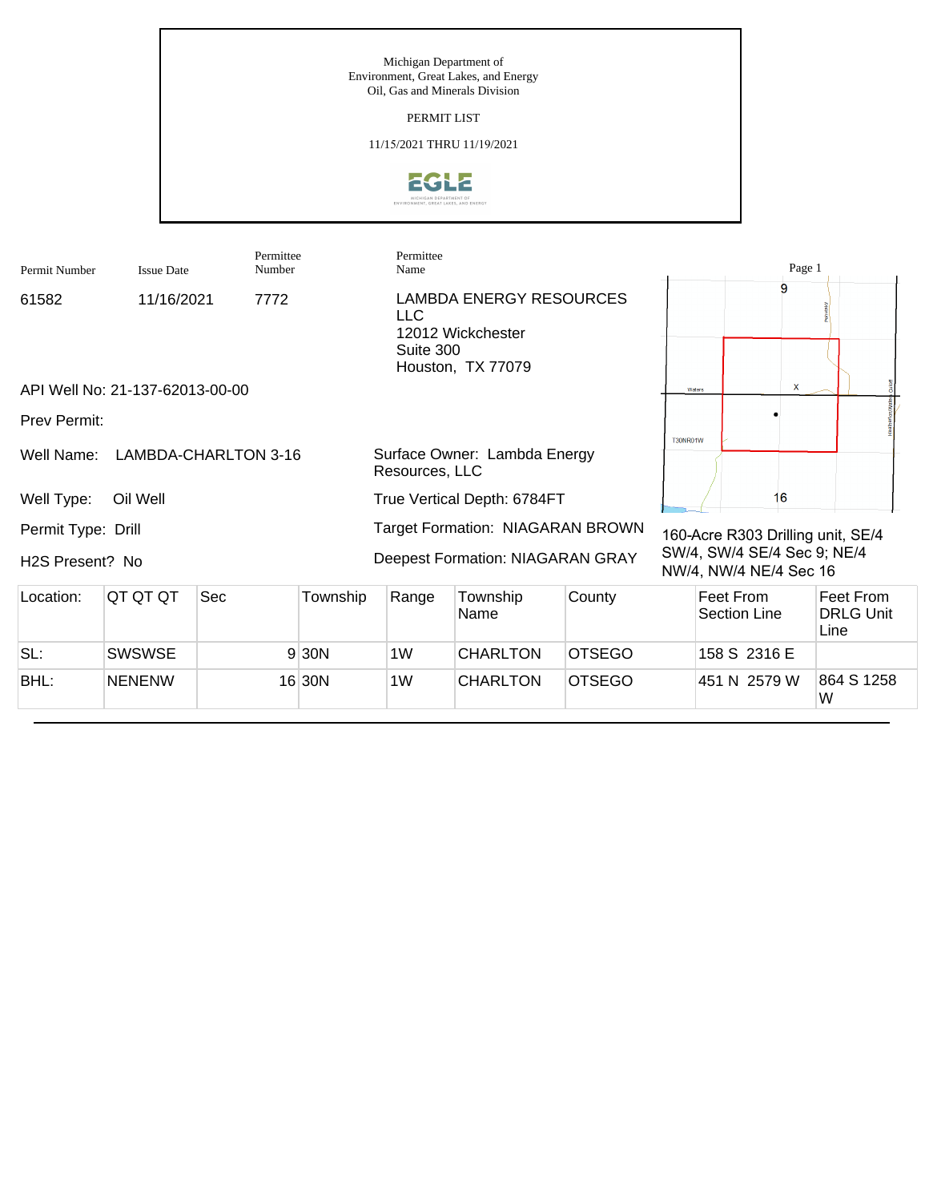Michigan Department of
Environment, Great Lakes, and Energy
Oil, Gas and Minerals Division

PERMIT LIST

11/15/2021 THRU 11/19/2021

| Permit Number | Issue Date | Permittee Number | Permittee Name |
|---|---|---|---|
| 61582 | 11/16/2021 | 7772 | LAMBDA ENERGY RESOURCES LLC<br>12012 Wickchester<br>Suite 300<br>Houston, TX 77079 |

API Well No: 21-137-62013-00-00

Prev Permit:

Well Name: LAMBDA-CHARLTON 3-16

Surface Owner: Lambda Energy Resources, LLC

Well Type: Oil Well

True Vertical Depth: 6784FT

Permit Type: Drill

Target Formation: NIAGARAN BROWN

H2S Present? No

Deepest Formation: NIAGARAN GRAY

160-Acre R303 Drilling unit, SE/4 SW/4, SW/4 SE/4 Sec 9; NE/4 NW/4, NW/4 NE/4 Sec 16

| Location: | QT QT QT | Sec | Township | Range | Township Name | County | Feet From Section Line | Feet From DRLG Unit Line |
|---|---|---|---|---|---|---|---|---|
| SL: | SWSWSE | 9 | 30N | 1W | CHARLTON | OTSEGO | 158 S 2316 E | |
| BHL: | NENENW | 16 | 30N | 1W | CHARLTON | OTSEGO | 451 N 2579 W | 864 S 1258 W |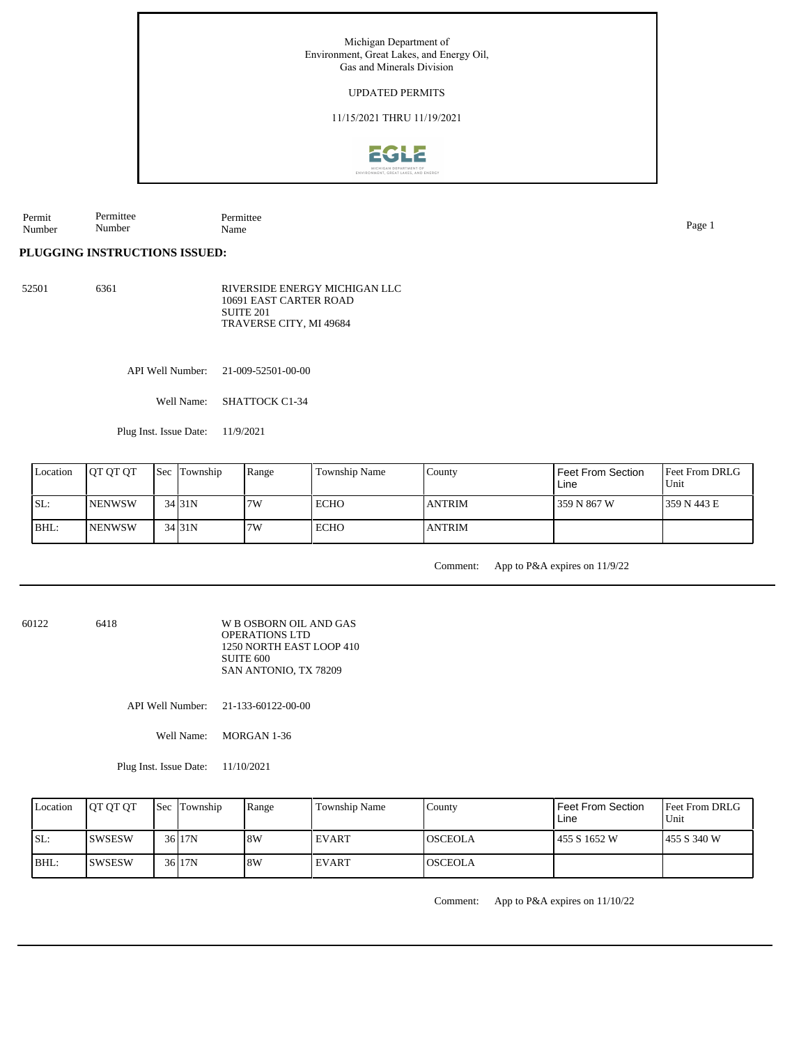Michigan Department of Environment, Great Lakes, and Energy Oil, Gas and Minerals Division

UPDATED PERMITS

11/15/2021 THRU 11/19/2021

| Permit Number | Permittee Number | Permittee Name |
|---|---|---|

**PLUGGING INSTRUCTIONS ISSUED:**

52501 6361 RIVERSIDE ENERGY MICHIGAN LLC
10691 EAST CARTER ROAD
SUITE 201
TRAVERSE CITY, MI 49684

API Well Number: 21-009-52501-00-00

Well Name: SHATTOCK C1-34

Plug Inst. Issue Date: 11/9/2021

| Location | QT QT QT | Sec | Township | Range | Township Name | County | Feet From Section Line | Feet From DRLG Unit |
|---|---|---|---|---|---|---|---|---|
| SL: | NENWSW | 34 | 31N | 7W | ECHO | ANTRIM | 359 N 867 W | 359 N 443 E |
| BHL: | NENWSW | 34 | 31N | 7W | ECHO | ANTRIM | | |

Comment: App to P&A expires on 11/9/22

---

60122 6418 W B OSBORN OIL AND GAS OPERATIONS LTD
1250 NORTH EAST LOOP 410
SUITE 600
SAN ANTONIO, TX 78209

API Well Number: 21-133-60122-00-00

Well Name: MORGAN 1-36

Plug Inst. Issue Date: 11/10/2021

| Location | QT QT QT | Sec | Township | Range | Township Name | County | Feet From Section Line | Feet From DRLG Unit |
|---|---|---|---|---|---|---|---|---|
| SL: | SWSESW | 36 | 17N | 8W | EVART | OSCEOLA | 455 S 1652 W | 455 S 340 W |
| BHL: | SWSESW | 36 | 17N | 8W | EVART | OSCEOLA | | |

Comment: App to P&A expires on 11/10/22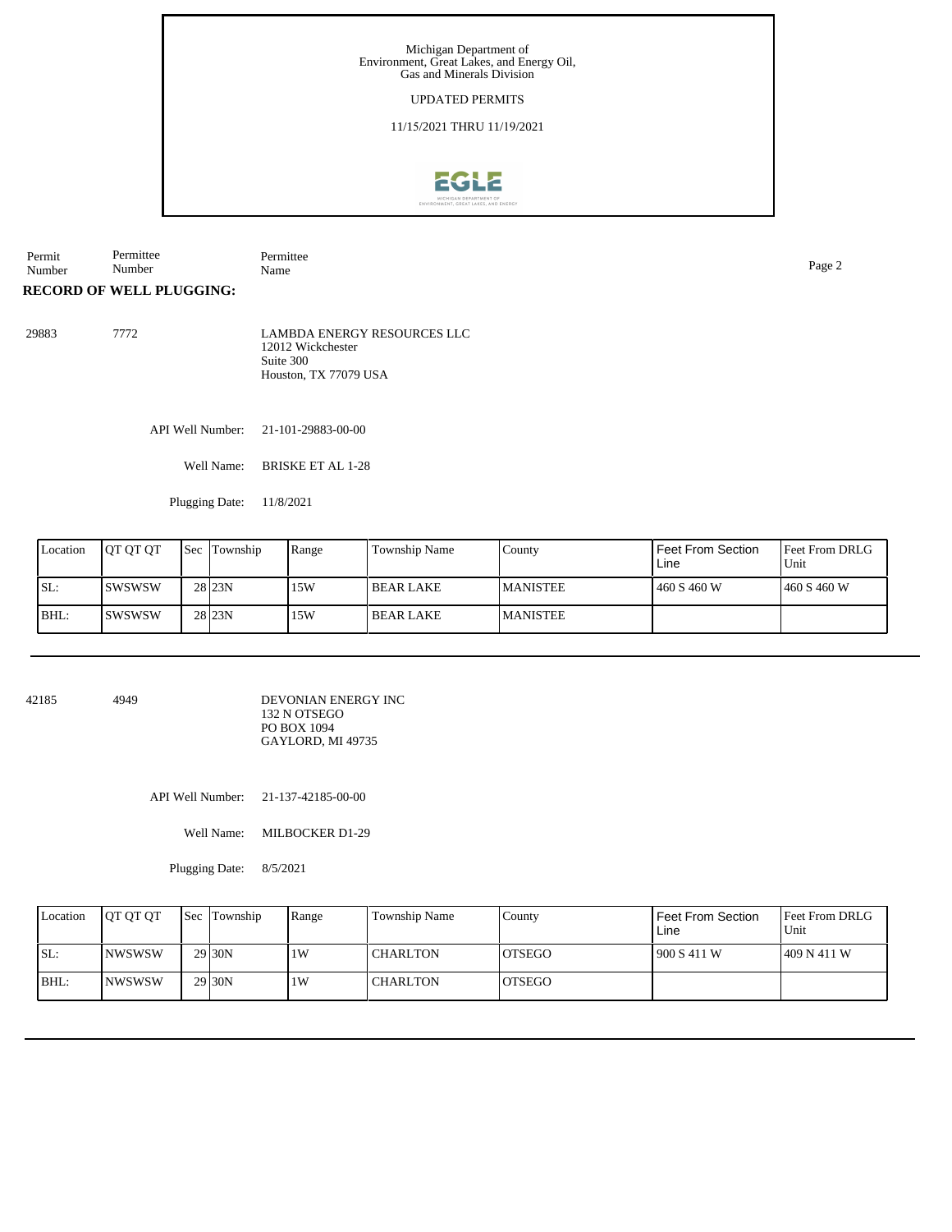Michigan Department of Environment, Great Lakes, and Energy Oil, Gas and Minerals Division

UPDATED PERMITS

11/15/2021 THRU 11/19/2021

| Permit Number | Permittee Number | Permittee Name |
|---|---|---|

**RECORD OF WELL PLUGGING:**

29883 7772 LAMBDA ENERGY RESOURCES LLC
12012 Wickchester
Suite 300
Houston, TX 77079 USA

API Well Number: 21-101-29883-00-00

Well Name: BRISKE ET AL 1-28

Plugging Date: 11/8/2021

| Location | QT QT QT | Sec | Township | Range | Township Name | County | Feet From Section Line | Feet From DRLG Unit |
|---|---|---|---|---|---|---|---|---|
| SL: | SWSWSW | 28 | 23N | 15W | BEAR LAKE | MANISTEE | 460 S 460 W | 460 S 460 W |
| BHL: | SWSWSW | 28 | 23N | 15W | BEAR LAKE | MANISTEE | | |

---

42185 4949 DEVONIAN ENERGY INC
132 N OTSEGO
PO BOX 1094
GAYLORD, MI 49735

API Well Number: 21-137-42185-00-00

Well Name: MILBOCKER D1-29

Plugging Date: 8/5/2021

| Location | QT QT QT | Sec | Township | Range | Township Name | County | Feet From Section Line | Feet From DRLG Unit |
|---|---|---|---|---|---|---|---|---|
| SL: | NWSWSW | 29 | 30N | 1W | CHARLTON | OTSEGO | 900 S 411 W | 409 N 411 W |
| BHL: | NWSWSW | 29 | 30N | 1W | CHARLTON | OTSEGO | | |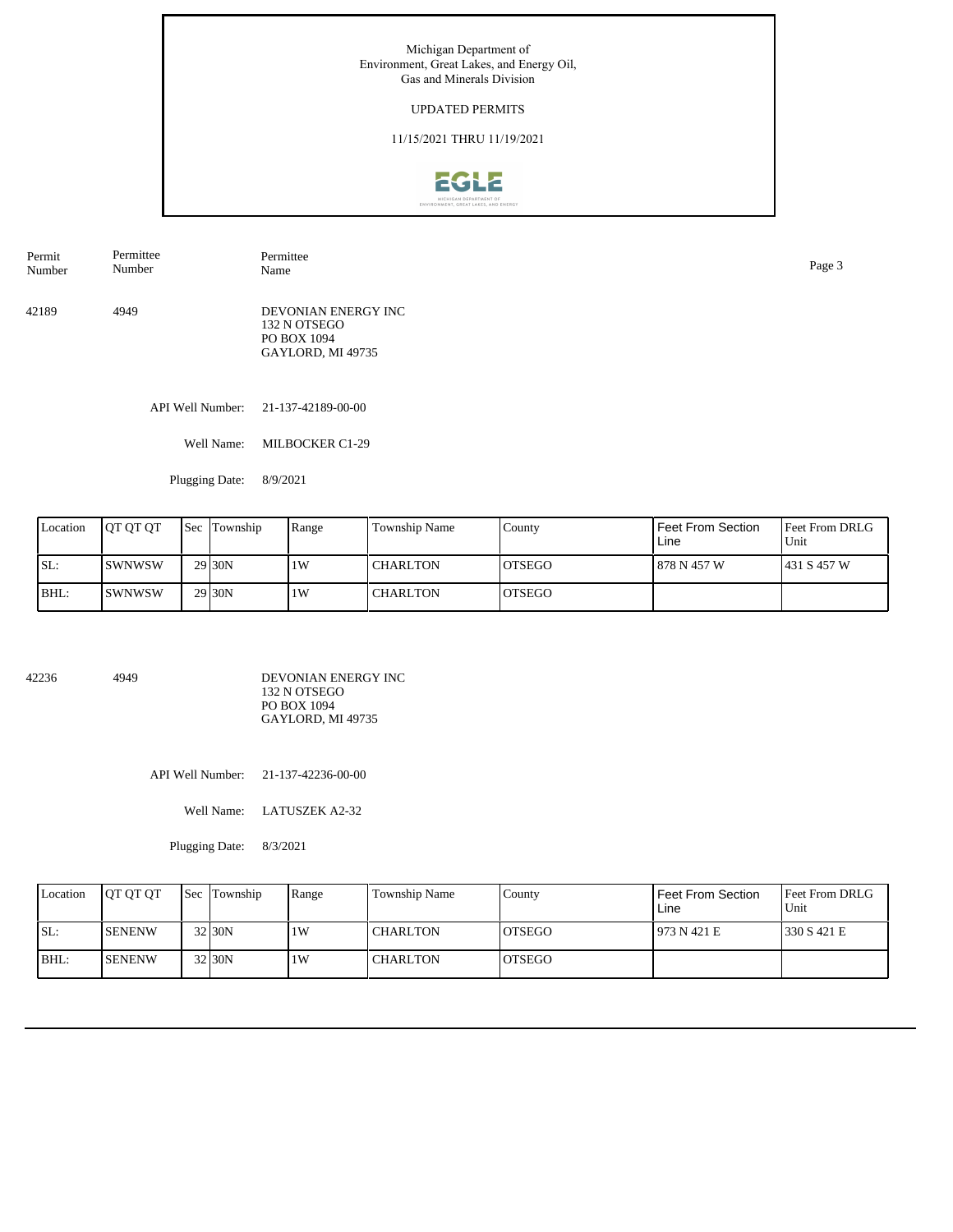Michigan Department of Environment, Great Lakes, and Energy Oil, Gas and Minerals Division

UPDATED PERMITS

11/15/2021 THRU 11/19/2021

| Permit Number | Permittee Number | Permittee Name |
|---|---|---|
| 42189 | 4949 | DEVONIAN ENERGY INC<br>132 N OTSEGO<br>PO BOX 1094<br>GAYLORD, MI 49735 |

API Well Number: 21-137-42189-00-00

Well Name: MILBOCKER C1-29

Plugging Date: 8/9/2021

| Location | QT QT QT | Sec | Township | Range | Township Name | County | Feet From Section Line | Feet From DRLG Unit |
|---|---|---|---|---|---|---|---|---|
| SL: | SWNWSW | 29 | 30N | 1W | CHARLTON | OTSEGO | 878 N 457 W | 431 S 457 W |
| BHL: | SWNWSW | 29 | 30N | 1W | CHARLTON | OTSEGO | | |

| Permit Number | Permittee Number | Permittee Name |
|---|---|---|
| 42236 | 4949 | DEVONIAN ENERGY INC<br>132 N OTSEGO<br>PO BOX 1094<br>GAYLORD, MI 49735 |

API Well Number: 21-137-42236-00-00

Well Name: LATUSZEK A2-32

Plugging Date: 8/3/2021

| Location | QT QT QT | Sec | Township | Range | Township Name | County | Feet From Section Line | Feet From DRLG Unit |
|---|---|---|---|---|---|---|---|---|
| SL: | SENENW | 32 | 30N | 1W | CHARLTON | OTSEGO | 973 N 421 E | 330 S 421 E |
| BHL: | SENENW | 32 | 30N | 1W | CHARLTON | OTSEGO | | |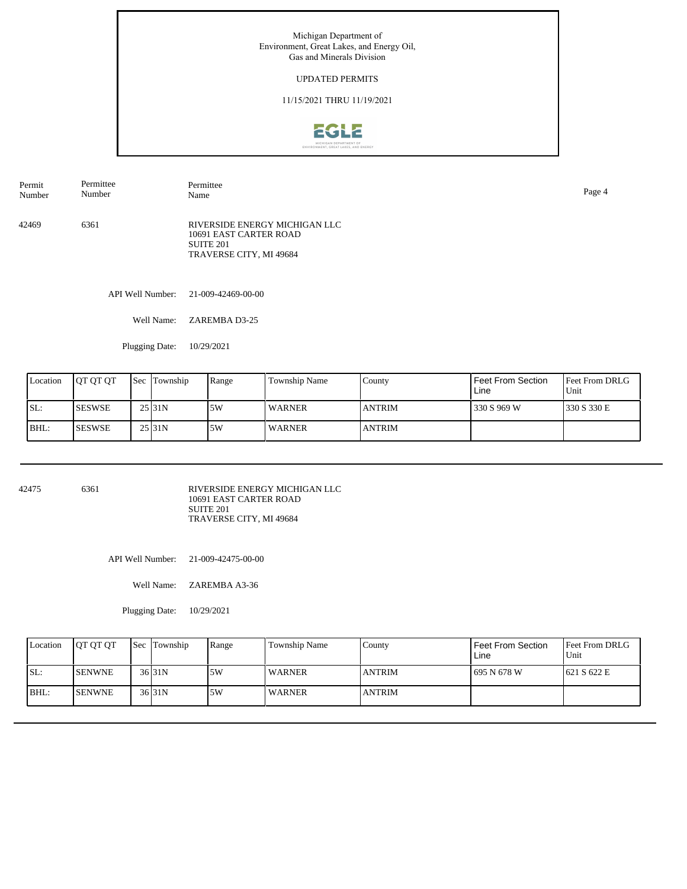Michigan Department of Environment, Great Lakes, and Energy Oil, Gas and Minerals Division

UPDATED PERMITS

11/15/2021 THRU 11/19/2021

| Permit Number | Permittee Number | Permittee Name |
|---|---|---|
| 42469 | 6361 | RIVERSIDE ENERGY MICHIGAN LLC<br>10691 EAST CARTER ROAD<br>SUITE 201<br>TRAVERSE CITY, MI 49684 |

API Well Number: 21-009-42469-00-00

Well Name: ZAREMBA D3-25

Plugging Date: 10/29/2021

| Location | QT QT QT | Sec | Township | Range | Township Name | County | Feet From Section Line | Feet From DRLG Unit |
|---|---|---|---|---|---|---|---|---|
| SL: | SESWSE | 25 | 31N | 5W | WARNER | ANTRIM | 330 S 969 W | 330 S 330 E |
| BHL: | SESWSE | 25 | 31N | 5W | WARNER | ANTRIM | | |

---

| Permit Number | Permittee Number | Permittee Name |
|---|---|---|
| 42475 | 6361 | RIVERSIDE ENERGY MICHIGAN LLC<br>10691 EAST CARTER ROAD<br>SUITE 201<br>TRAVERSE CITY, MI 49684 |

API Well Number: 21-009-42475-00-00

Well Name: ZAREMBA A3-36

Plugging Date: 10/29/2021

| Location | QT QT QT | Sec | Township | Range | Township Name | County | Feet From Section Line | Feet From DRLG Unit |
|---|---|---|---|---|---|---|---|---|
| SL: | SENWNE | 36 | 31N | 5W | WARNER | ANTRIM | 695 N 678 W | 621 S 622 E |
| BHL: | SENWNE | 36 | 31N | 5W | WARNER | ANTRIM | | |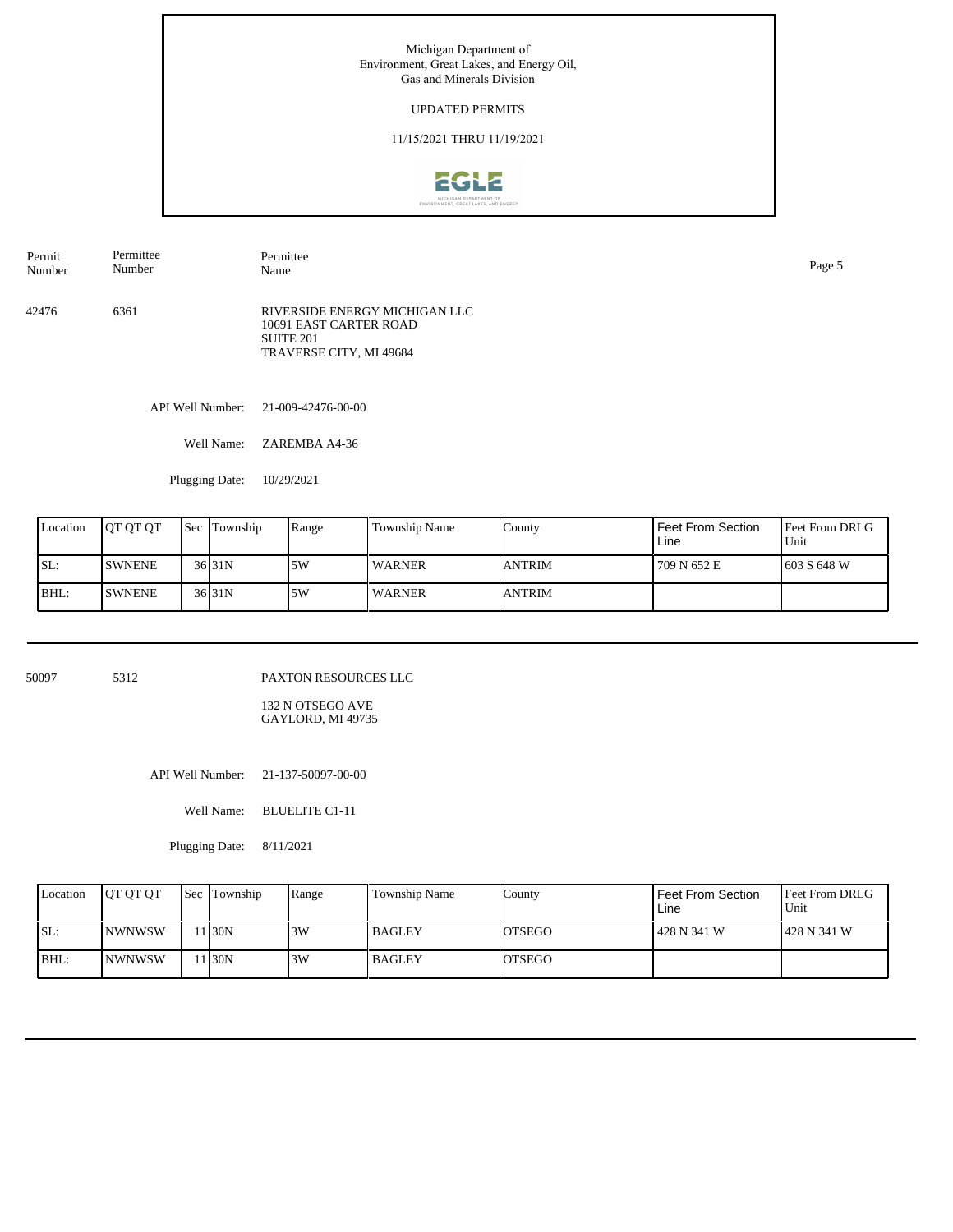Michigan Department of Environment, Great Lakes, and Energy Oil, Gas and Minerals Division

UPDATED PERMITS

11/15/2021 THRU 11/19/2021

| Permit Number | Permittee Number | Permittee Name |
|---|---|---|

42476 6361 RIVERSIDE ENERGY MICHIGAN LLC
10691 EAST CARTER ROAD
SUITE 201
TRAVERSE CITY, MI 49684

API Well Number: 21-009-42476-00-00

Well Name: ZAREMBA A4-36

Plugging Date: 10/29/2021

| Location | QT QT QT | Sec | Township | Range | Township Name | County | Feet From Section Line | Feet From DRLG Unit |
|---|---|---|---|---|---|---|---|---|
| SL: | SWNENE | 36 | 31N | 5W | WARNER | ANTRIM | 709 N 652 E | 603 S 648 W |
| BHL: | SWNENE | 36 | 31N | 5W | WARNER | ANTRIM | | |

50097 5312 PAXTON RESOURCES LLC
132 N OTSEGO AVE
GAYLORD, MI 49735

API Well Number: 21-137-50097-00-00

Well Name: BLUELITE C1-11

Plugging Date: 8/11/2021

| Location | QT QT QT | Sec | Township | Range | Township Name | County | Feet From Section Line | Feet From DRLG Unit |
|---|---|---|---|---|---|---|---|---|
| SL: | NWNWSW | 11 | 30N | 3W | BAGLEY | OTSEGO | 428 N 341 W | 428 N 341 W |
| BHL: | NWNWSW | 11 | 30N | 3W | BAGLEY | OTSEGO | | |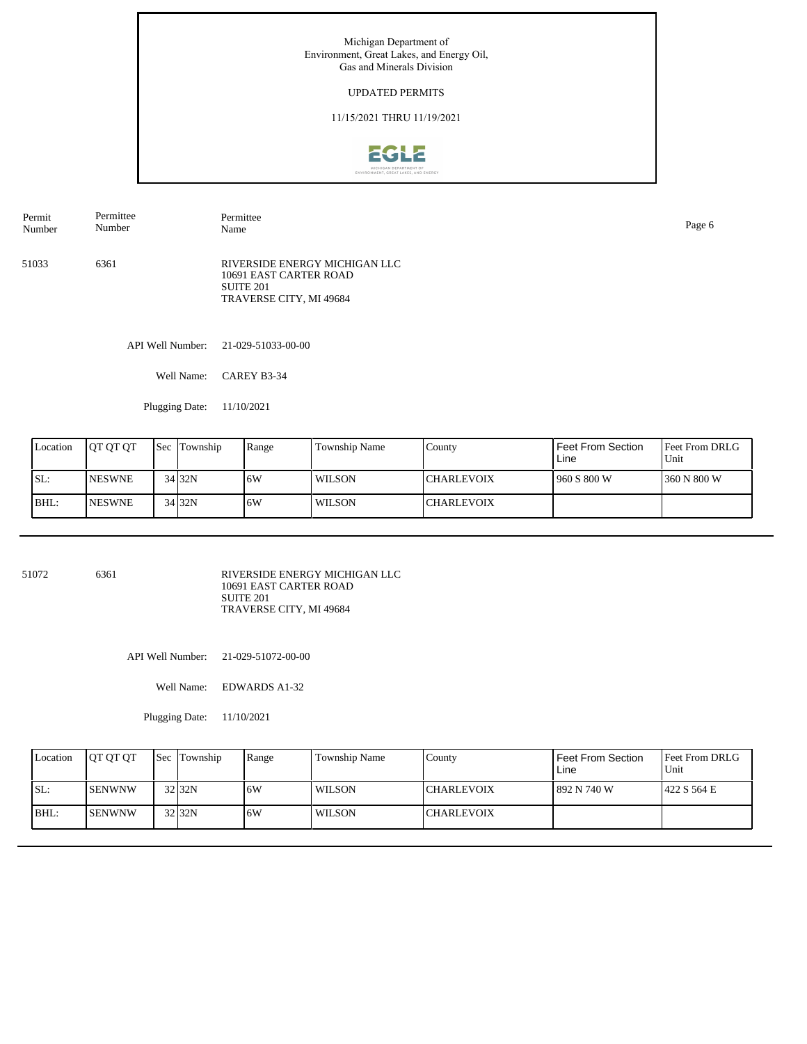Michigan Department of Environment, Great Lakes, and Energy Oil, Gas and Minerals Division

UPDATED PERMITS

11/15/2021 THRU 11/19/2021

| Permit Number | Permittee Number | Permittee Name |
|---|---|---|
| 51033 | 6361 | RIVERSIDE ENERGY MICHIGAN LLC<br>10691 EAST CARTER ROAD<br>SUITE 201<br>TRAVERSE CITY, MI 49684 |

API Well Number: 21-029-51033-00-00

Well Name: CAREY B3-34

Plugging Date: 11/10/2021

| Location | QT QT QT | Sec | Township | Range | Township Name | County | Feet From Section Line | Feet From DRLG Unit |
|---|---|---|---|---|---|---|---|---|
| SL: | NESWNE | 34 | 32N | 6W | WILSON | CHARLEVOIX | 960 S 800 W | 360 N 800 W |
| BHL: | NESWNE | 34 | 32N | 6W | WILSON | CHARLEVOIX | | |

| Permit Number | Permittee Number | Permittee Name |
|---|---|---|
| 51072 | 6361 | RIVERSIDE ENERGY MICHIGAN LLC<br>10691 EAST CARTER ROAD<br>SUITE 201<br>TRAVERSE CITY, MI 49684 |

API Well Number: 21-029-51072-00-00

Well Name: EDWARDS A1-32

Plugging Date: 11/10/2021

| Location | QT QT QT | Sec | Township | Range | Township Name | County | Feet From Section Line | Feet From DRLG Unit |
|---|---|---|---|---|---|---|---|---|
| SL: | SENWNW | 32 | 32N | 6W | WILSON | CHARLEVOIX | 892 N 740 W | 422 S 564 E |
| BHL: | SENWNW | 32 | 32N | 6W | WILSON | CHARLEVOIX | | |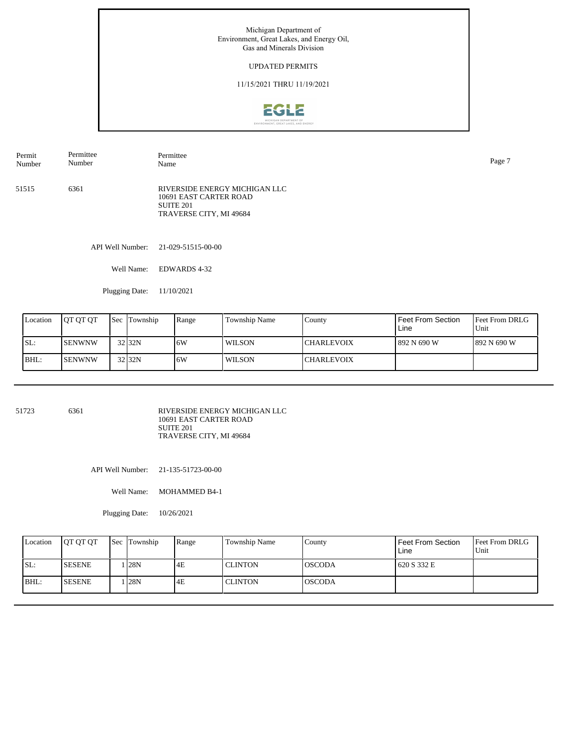Michigan Department of Environment, Great Lakes, and Energy Oil, Gas and Minerals Division

UPDATED PERMITS

11/15/2021 THRU 11/19/2021

| Permit Number | Permittee Number | Permittee Name |
|---|---|---|
| 51515 | 6361 | RIVERSIDE ENERGY MICHIGAN LLC<br>10691 EAST CARTER ROAD<br>SUITE 201<br>TRAVERSE CITY, MI 49684 |

API Well Number: 21-029-51515-00-00

Well Name: EDWARDS 4-32

Plugging Date: 11/10/2021

| Location | QT QT QT | Sec | Township | Range | Township Name | County | Feet From Section Line | Feet From DRLG Unit |
|---|---|---|---|---|---|---|---|---|
| SL: | SENWNW | 32 | 32N | 6W | WILSON | CHARLEVOIX | 892 N 690 W | 892 N 690 W |
| BHL: | SENWNW | 32 | 32N | 6W | WILSON | CHARLEVOIX | | |

---

| Permit Number | Permittee Number | Permittee Name |
|---|---|---|
| 51723 | 6361 | RIVERSIDE ENERGY MICHIGAN LLC<br>10691 EAST CARTER ROAD<br>SUITE 201<br>TRAVERSE CITY, MI 49684 |

API Well Number: 21-135-51723-00-00

Well Name: MOHAMMED B4-1

Plugging Date: 10/26/2021

| Location | QT QT QT | Sec | Township | Range | Township Name | County | Feet From Section Line | Feet From DRLG Unit |
|---|---|---|---|---|---|---|---|---|
| SL: | SESENE | 1 | 28N | 4E | CLINTON | OSCODA | 620 S 332 E | |
| BHL: | SESENE | 1 | 28N | 4E | CLINTON | OSCODA | | |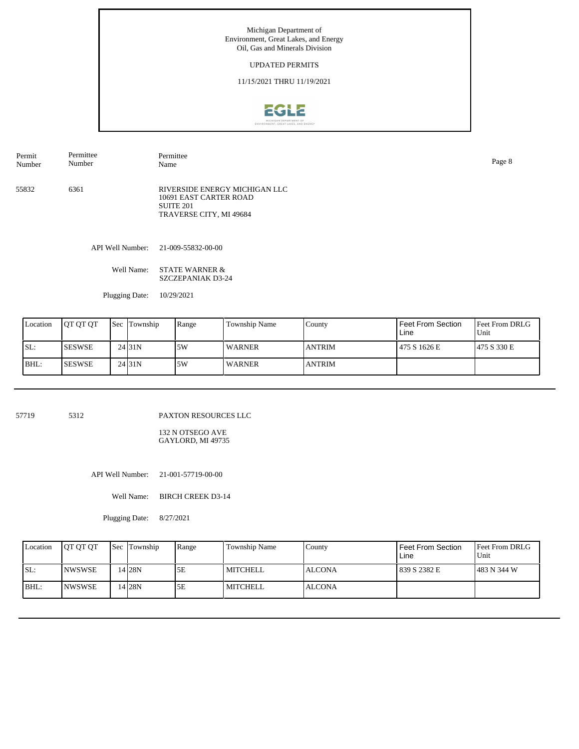Michigan Department of
Environment, Great Lakes, and Energy
Oil, Gas and Minerals Division

UPDATED PERMITS

11/15/2021 THRU 11/19/2021

| Permit Number | Permittee Number | Permittee Name |
|---|---|---|
| 55832 | 6361 | RIVERSIDE ENERGY MICHIGAN LLC<br>10691 EAST CARTER ROAD<br>SUITE 201<br>TRAVERSE CITY, MI 49684 |

API Well Number: 21-009-55832-00-00

Well Name: STATE WARNER & SZCZEPANIAK D3-24

Plugging Date: 10/29/2021

| Location | QT QT QT | Sec | Township | Range | Township Name | County | Feet From Section Line | Feet From DRLG Unit |
|---|---|---|---|---|---|---|---|---|
| SL: | SESWSE | 24 | 31N | 5W | WARNER | ANTRIM | 475 S 1626 E | 475 S 330 E |
| BHL: | SESWSE | 24 | 31N | 5W | WARNER | ANTRIM | | |

| Permit Number | Permittee Number | Permittee Name |
|---|---|---|
| 57719 | 5312 | PAXTON RESOURCES LLC<br>132 N OTSEGO AVE<br>GAYLORD, MI 49735 |

API Well Number: 21-001-57719-00-00

Well Name: BIRCH CREEK D3-14

Plugging Date: 8/27/2021

| Location | QT QT QT | Sec | Township | Range | Township Name | County | Feet From Section Line | Feet From DRLG Unit |
|---|---|---|---|---|---|---|---|---|
| SL: | NWSWSE | 14 | 28N | 5E | MITCHELL | ALCONA | 839 S 2382 E | 483 N 344 W |
| BHL: | NWSWSE | 14 | 28N | 5E | MITCHELL | ALCONA | | |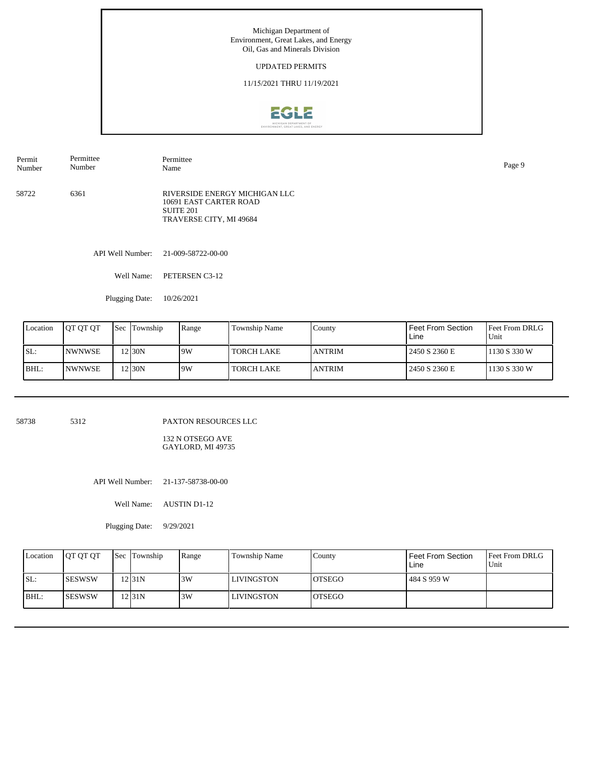Michigan Department of
Environment, Great Lakes, and Energy
Oil, Gas and Minerals Division

UPDATED PERMITS

11/15/2021 THRU 11/19/2021

| Permit Number | Permittee Number | Permittee Name |
|---|---|---|
| 58722 | 6361 | RIVERSIDE ENERGY MICHIGAN LLC<br>10691 EAST CARTER ROAD<br>SUITE 201<br>TRAVERSE CITY, MI 49684 |

API Well Number: 21-009-58722-00-00

Well Name: PETERSEN C3-12

Plugging Date: 10/26/2021

| Location | QT QT QT | Sec | Township | Range | Township Name | County | Feet From Section Line | Feet From DRLG Unit |
|---|---|---|---|---|---|---|---|---|
| SL: | NWNWSE | 12 | 30N | 9W | TORCH LAKE | ANTRIM | 2450 S 2360 E | 1130 S 330 W |
| BHL: | NWNWSE | 12 | 30N | 9W | TORCH LAKE | ANTRIM | 2450 S 2360 E | 1130 S 330 W |

---

| Permit Number | Permittee Number | Permittee Name |
|---|---|---|
| 58738 | 5312 | PAXTON RESOURCES LLC<br>132 N OTSEGO AVE<br>GAYLORD, MI 49735 |

API Well Number: 21-137-58738-00-00

Well Name: AUSTIN D1-12

Plugging Date: 9/29/2021

| Location | QT QT QT | Sec | Township | Range | Township Name | County | Feet From Section Line | Feet From DRLG Unit |
|---|---|---|---|---|---|---|---|---|
| SL: | SESWSW | 12 | 31N | 3W | LIVINGSTON | OTSEGO | 484 S 959 W | |
| BHL: | SESWSW | 12 | 31N | 3W | LIVINGSTON | OTSEGO | | |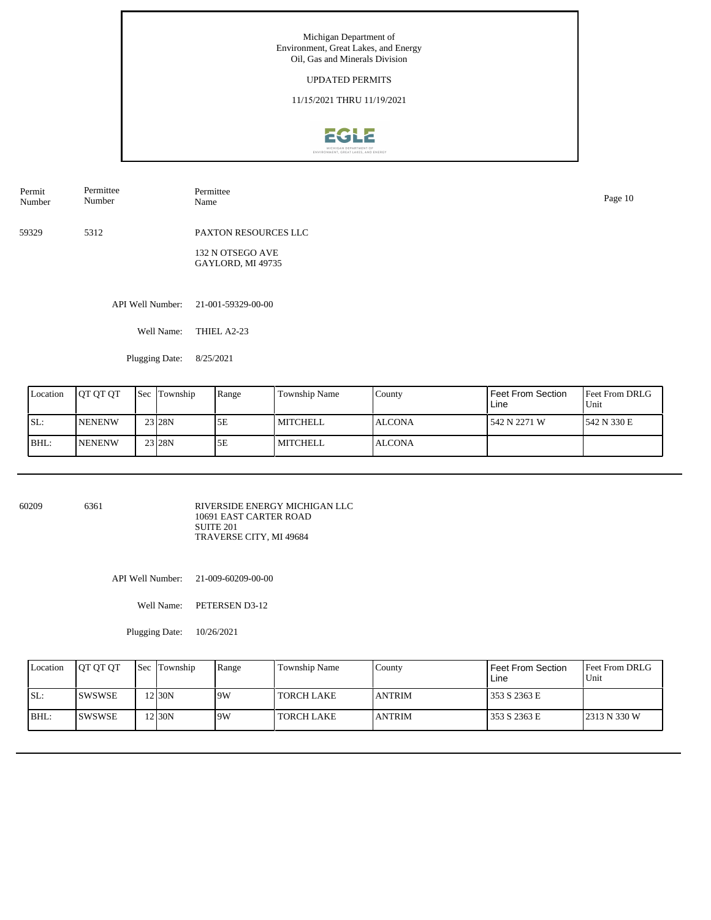Michigan Department of
Environment, Great Lakes, and Energy
Oil, Gas and Minerals Division

UPDATED PERMITS

11/15/2021 THRU 11/19/2021

| Permit Number | Permittee Number | Permittee Name |
|---|---|---|
| 59329 | 5312 | PAXTON RESOURCES LLC<br>132 N OTSEGO AVE<br>GAYLORD, MI 49735 |

API Well Number: 21-001-59329-00-00

Well Name: THIEL A2-23

Plugging Date: 8/25/2021

| Location | QT QT QT | Sec | Township | Range | Township Name | County | Feet From Section Line | Feet From DRLG Unit |
|---|---|---|---|---|---|---|---|---|
| SL: | NENENW | 23 | 28N | 5E | MITCHELL | ALCONA | 542 N 2271 W | 542 N 330 E |
| BHL: | NENENW | 23 | 28N | 5E | MITCHELL | ALCONA | | |

| Permit Number | Permittee Number | Permittee Name |
|---|---|---|
| 60209 | 6361 | RIVERSIDE ENERGY MICHIGAN LLC<br>10691 EAST CARTER ROAD<br>SUITE 201<br>TRAVERSE CITY, MI 49684 |

API Well Number: 21-009-60209-00-00

Well Name: PETERSEN D3-12

Plugging Date: 10/26/2021

| Location | QT QT QT | Sec | Township | Range | Township Name | County | Feet From Section Line | Feet From DRLG Unit |
|---|---|---|---|---|---|---|---|---|
| SL: | SWSWSE | 12 | 30N | 9W | TORCH LAKE | ANTRIM | 353 S 2363 E | |
| BHL: | SWSWSE | 12 | 30N | 9W | TORCH LAKE | ANTRIM | 353 S 2363 E | 2313 N 330 W |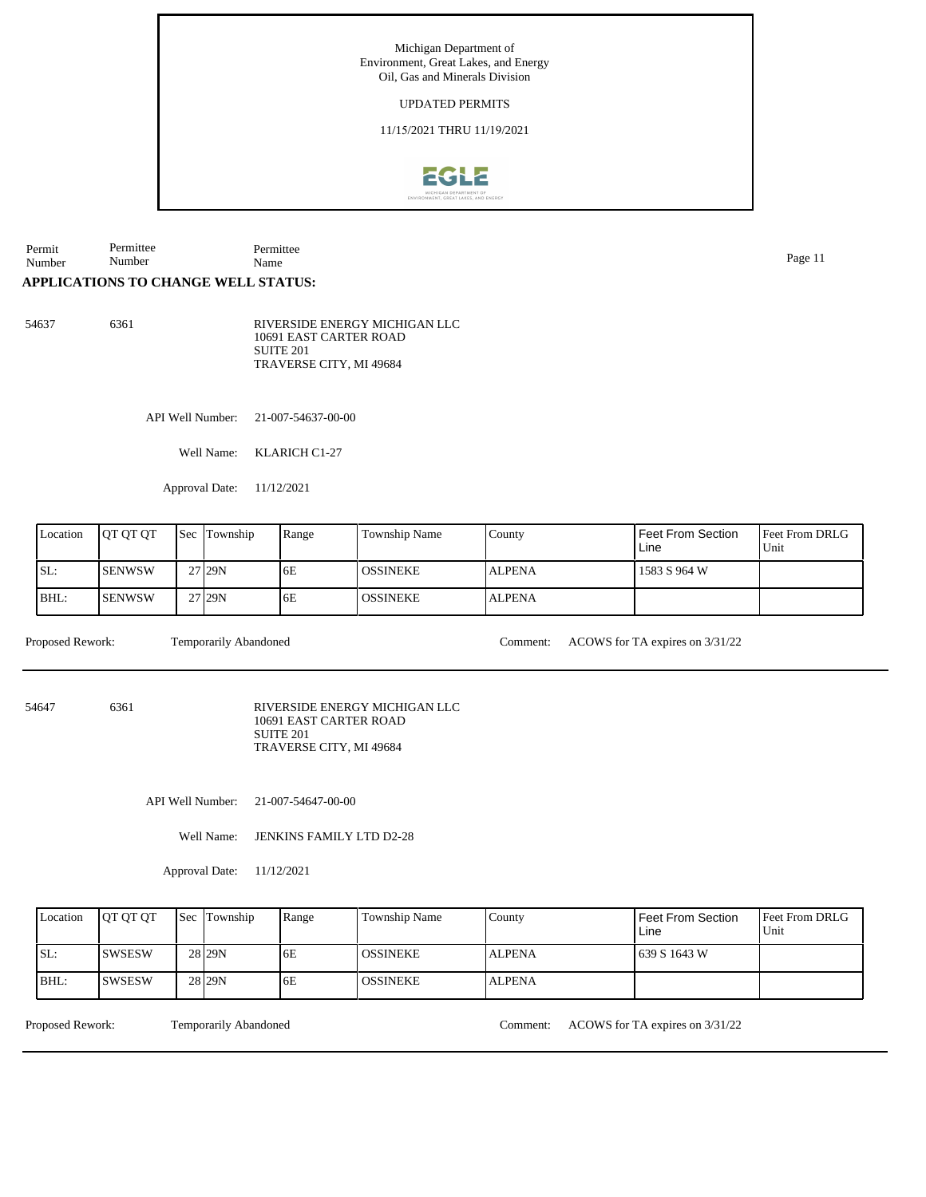Michigan Department of
Environment, Great Lakes, and Energy
Oil, Gas and Minerals Division

UPDATED PERMITS

11/15/2021 THRU 11/19/2021

| Permit Number | Permittee Number | Permittee Name |
|---|---|---|

## APPLICATIONS TO CHANGE WELL STATUS:

54637 6361 RIVERSIDE ENERGY MICHIGAN LLC
10691 EAST CARTER ROAD
SUITE 201
TRAVERSE CITY, MI 49684

API Well Number: 21-007-54637-00-00

Well Name: KLARICH C1-27

Approval Date: 11/12/2021

| Location | QT QT QT | Sec | Township | Range | Township Name | County | Feet From Section Line | Feet From DRLG Unit |
|---|---|---|---|---|---|---|---|---|
| SL: | SENWSW | 27 | 29N | 6E | OSSINEKE | ALPENA | 1583 S 964 W | |
| BHL: | SENWSW | 27 | 29N | 6E | OSSINEKE | ALPENA | | |

Proposed Rework: Temporarily Abandoned Comment: ACOWS for TA expires on 3/31/22

---

54647 6361 RIVERSIDE ENERGY MICHIGAN LLC
10691 EAST CARTER ROAD
SUITE 201
TRAVERSE CITY, MI 49684

API Well Number: 21-007-54647-00-00

Well Name: JENKINS FAMILY LTD D2-28

Approval Date: 11/12/2021

| Location | QT QT QT | Sec | Township | Range | Township Name | County | Feet From Section Line | Feet From DRLG Unit |
|---|---|---|---|---|---|---|---|---|
| SL: | SWSESW | 28 | 29N | 6E | OSSINEKE | ALPENA | 639 S 1643 W | |
| BHL: | SWSESW | 28 | 29N | 6E | OSSINEKE | ALPENA | | |

Proposed Rework: Temporarily Abandoned Comment: ACOWS for TA expires on 3/31/22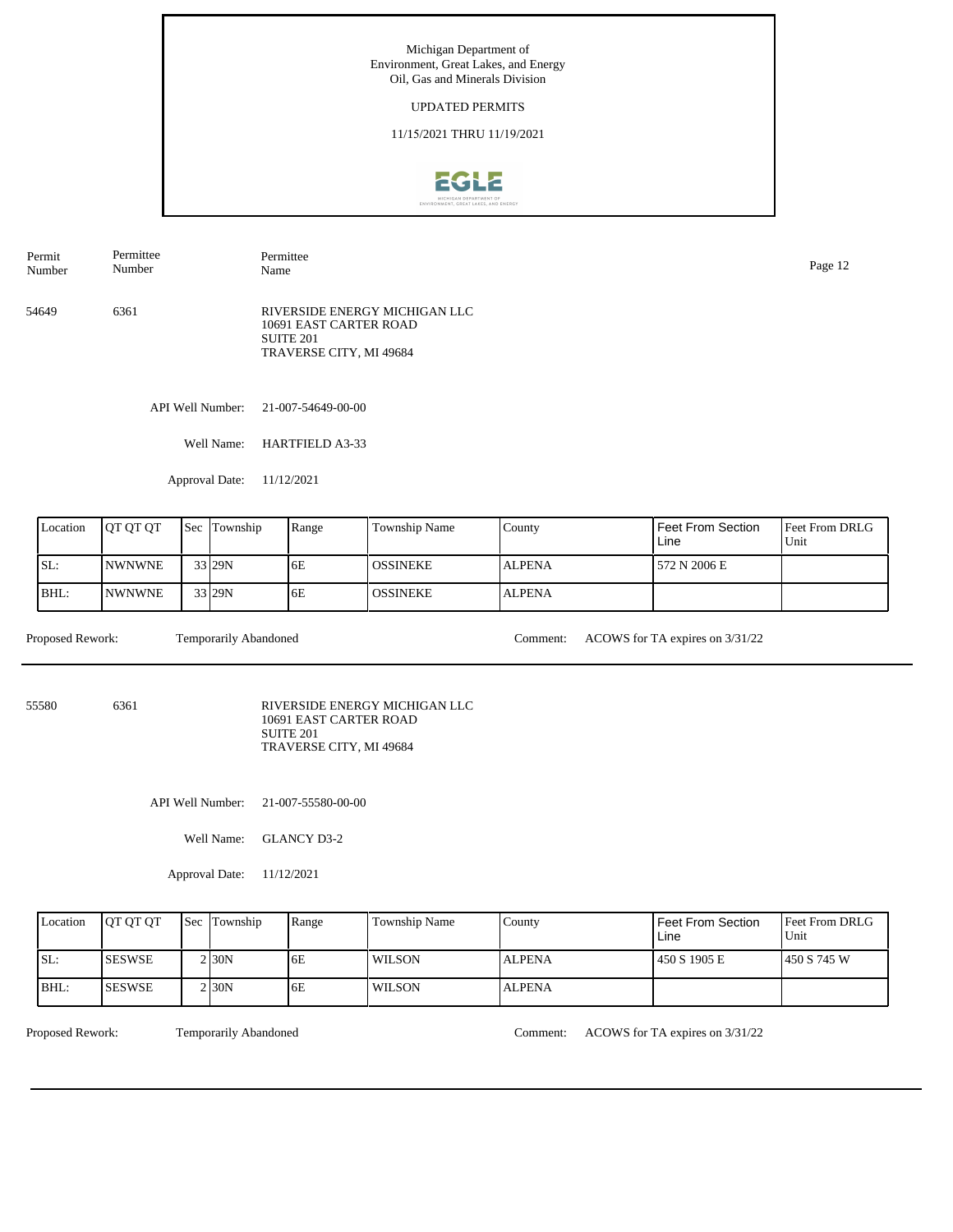Michigan Department of
Environment, Great Lakes, and Energy
Oil, Gas and Minerals Division

UPDATED PERMITS

11/15/2021 THRU 11/19/2021

| Permit Number | Permittee Number | Permittee Name |
|---|---|---|
| 54649 | 6361 | RIVERSIDE ENERGY MICHIGAN LLC<br>10691 EAST CARTER ROAD<br>SUITE 201<br>TRAVERSE CITY, MI 49684 |

API Well Number: 21-007-54649-00-00

Well Name: HARTFIELD A3-33

Approval Date: 11/12/2021

| Location | QT QT QT | Sec | Township | Range | Township Name | County | Feet From Section Line | Feet From DRLG Unit |
|---|---|---|---|---|---|---|---|---|
| SL: | NWNWNE | 33 | 29N | 6E | OSSINEKE | ALPENA | 572 N 2006 E | |
| BHL: | NWNWNE | 33 | 29N | 6E | OSSINEKE | ALPENA | | |

Proposed Rework: Temporarily Abandoned

Comment: ACOWS for TA expires on 3/31/22

---

| Permit Number | Permittee Number | Permittee Name |
|---|---|---|
| 55580 | 6361 | RIVERSIDE ENERGY MICHIGAN LLC<br>10691 EAST CARTER ROAD<br>SUITE 201<br>TRAVERSE CITY, MI 49684 |

API Well Number: 21-007-55580-00-00

Well Name: GLANCY D3-2

Approval Date: 11/12/2021

| Location | QT QT QT | Sec | Township | Range | Township Name | County | Feet From Section Line | Feet From DRLG Unit |
|---|---|---|---|---|---|---|---|---|
| SL: | SESWSE | 2 | 30N | 6E | WILSON | ALPENA | 450 S 1905 E | 450 S 745 W |
| BHL: | SESWSE | 2 | 30N | 6E | WILSON | ALPENA | | |

Proposed Rework: Temporarily Abandoned

Comment: ACOWS for TA expires on 3/31/22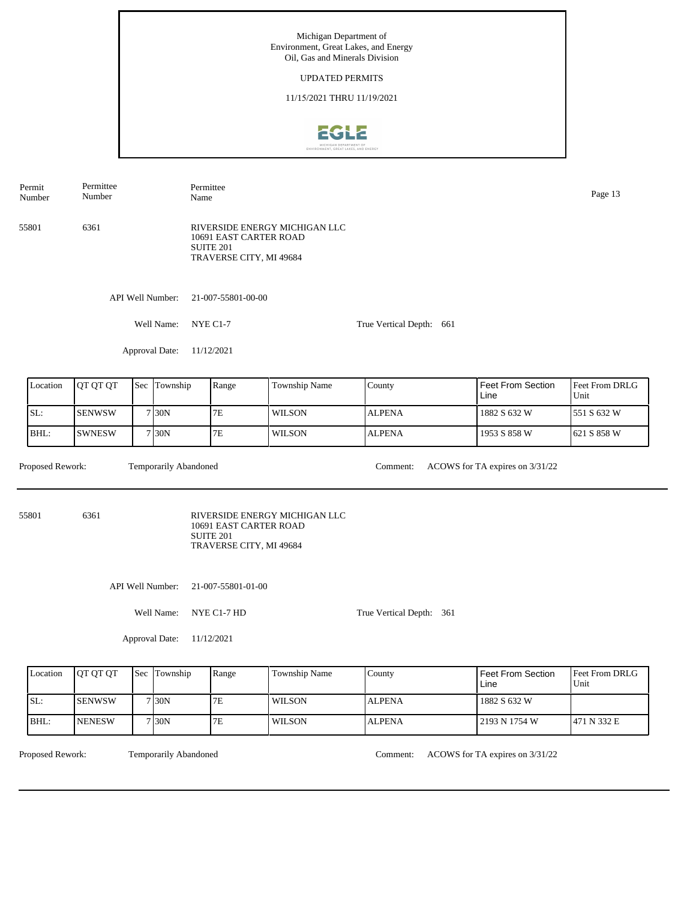Michigan Department of
Environment, Great Lakes, and Energy
Oil, Gas and Minerals Division

UPDATED PERMITS

11/15/2021 THRU 11/19/2021

| Permit Number | Permittee Number | Permittee Name |
|---|---|---|
| 55801 | 6361 | RIVERSIDE ENERGY MICHIGAN LLC<br>10691 EAST CARTER ROAD<br>SUITE 201<br>TRAVERSE CITY, MI 49684 |

API Well Number: 21-007-55801-00-00

Well Name: NYE C1-7

True Vertical Depth: 661

Approval Date: 11/12/2021

| Location | QT QT QT | Sec | Township | Range | Township Name | County | Feet From Section Line | Feet From DRLG Unit |
|---|---|---|---|---|---|---|---|---|
| SL: | SENWSW | 7 | 30N | 7E | WILSON | ALPENA | 1882 S 632 W | 551 S 632 W |
| BHL: | SWNESW | 7 | 30N | 7E | WILSON | ALPENA | 1953 S 858 W | 621 S 858 W |

Proposed Rework: Temporarily Abandoned

Comment: ACOWS for TA expires on 3/31/22

---

| Permit Number | Permittee Number | Permittee Name |
|---|---|---|
| 55801 | 6361 | RIVERSIDE ENERGY MICHIGAN LLC<br>10691 EAST CARTER ROAD<br>SUITE 201<br>TRAVERSE CITY, MI 49684 |

API Well Number: 21-007-55801-01-00

Well Name: NYE C1-7 HD

True Vertical Depth: 361

Approval Date: 11/12/2021

| Location | QT QT QT | Sec | Township | Range | Township Name | County | Feet From Section Line | Feet From DRLG Unit |
|---|---|---|---|---|---|---|---|---|
| SL: | SENWSW | 7 | 30N | 7E | WILSON | ALPENA | 1882 S 632 W | |
| BHL: | NENESW | 7 | 30N | 7E | WILSON | ALPENA | 2193 N 1754 W | 471 N 332 E |

Proposed Rework: Temporarily Abandoned

Comment: ACOWS for TA expires on 3/31/22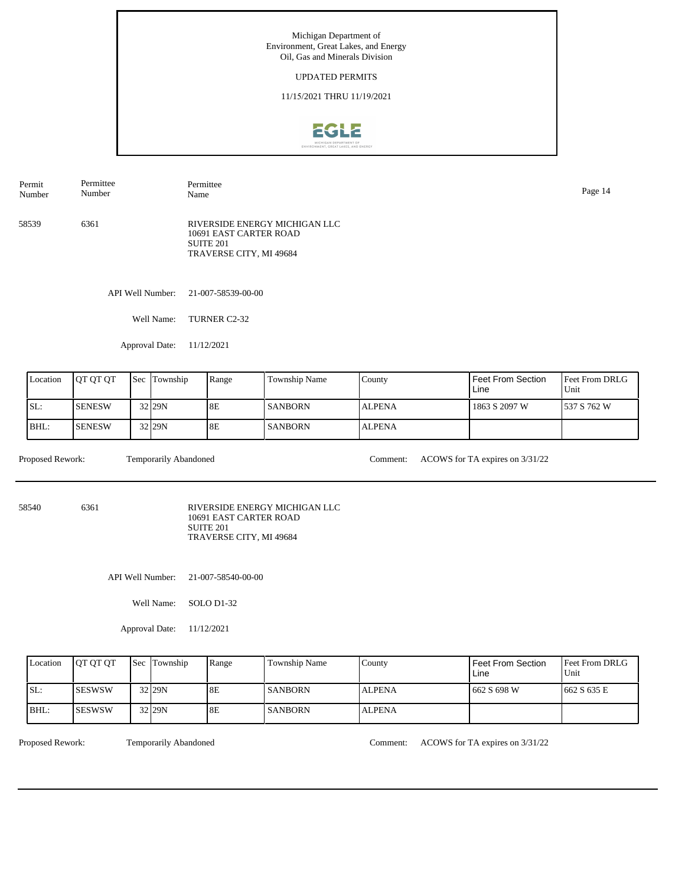Michigan Department of
Environment, Great Lakes, and Energy
Oil, Gas and Minerals Division

UPDATED PERMITS

11/15/2021 THRU 11/19/2021

| Permit Number | Permittee Number | Permittee Name |
|---|---|---|
| 58539 | 6361 | RIVERSIDE ENERGY MICHIGAN LLC<br>10691 EAST CARTER ROAD<br>SUITE 201<br>TRAVERSE CITY, MI 49684 |

API Well Number: 21-007-58539-00-00

Well Name: TURNER C2-32

Approval Date: 11/12/2021

| Location | QT QT QT | Sec | Township | Range | Township Name | County | Feet From Section Line | Feet From DRLG Unit |
|---|---|---|---|---|---|---|---|---|
| SL: | SENESW | 32 | 29N | 8E | SANBORN | ALPENA | 1863 S 2097 W | 537 S 762 W |
| BHL: | SENESW | 32 | 29N | 8E | SANBORN | ALPENA | | |

Proposed Rework: Temporarily Abandoned

Comment: ACOWS for TA expires on 3/31/22

---

| Permit Number | Permittee Number | Permittee Name |
|---|---|---|
| 58540 | 6361 | RIVERSIDE ENERGY MICHIGAN LLC<br>10691 EAST CARTER ROAD<br>SUITE 201<br>TRAVERSE CITY, MI 49684 |

API Well Number: 21-007-58540-00-00

Well Name: SOLO D1-32

Approval Date: 11/12/2021

| Location | QT QT QT | Sec | Township | Range | Township Name | County | Feet From Section Line | Feet From DRLG Unit |
|---|---|---|---|---|---|---|---|---|
| SL: | SESWSW | 32 | 29N | 8E | SANBORN | ALPENA | 662 S 698 W | 662 S 635 E |
| BHL: | SESWSW | 32 | 29N | 8E | SANBORN | ALPENA | | |

Proposed Rework: Temporarily Abandoned

Comment: ACOWS for TA expires on 3/31/22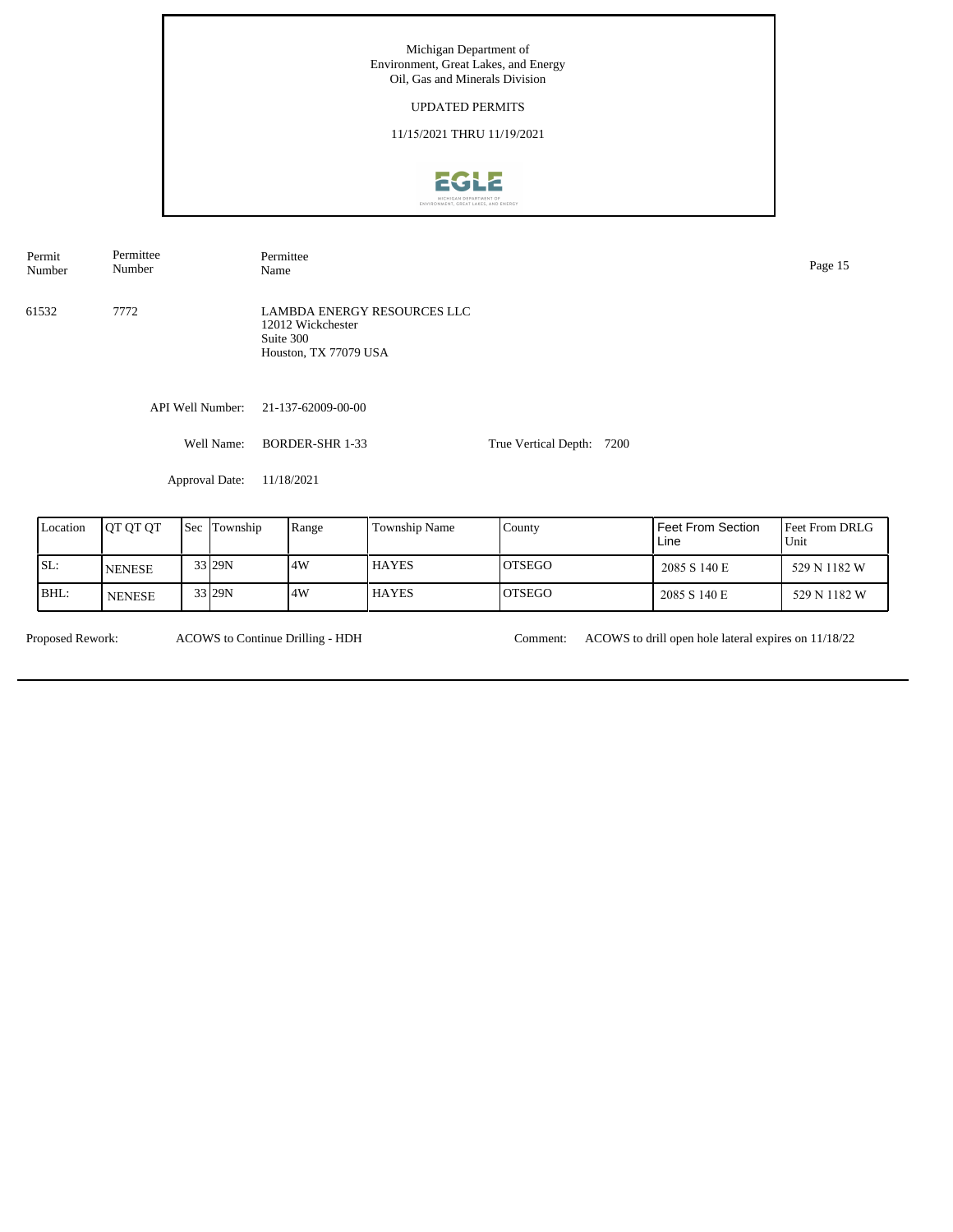Michigan Department of
Environment, Great Lakes, and Energy
Oil, Gas and Minerals Division

UPDATED PERMITS

11/15/2021 THRU 11/19/2021

| Permit Number | Permittee Number | Permittee Name |
|---|---|---|
| 61532 | 7772 | LAMBDA ENERGY RESOURCES LLC<br>12012 Wickchester<br>Suite 300<br>Houston, TX 77079 USA |

API Well Number: 21-137-62009-00-00

Well Name: BORDER-SHR 1-33

True Vertical Depth: 7200

Approval Date: 11/18/2021

| Location | QT QT QT | Sec | Township | Range | Township Name | County | Feet From Section Line | Feet From DRLG Unit |
|---|---|---|---|---|---|---|---|---|
| SL: | NENESE | 33 | 29N | 4W | HAYES | OTSEGO | 2085 S 140 E | 529 N 1182 W |
| BHL: | NENESE | 33 | 29N | 4W | HAYES | OTSEGO | 2085 S 140 E | 529 N 1182 W |

Proposed Rework: ACOWS to Continue Drilling - HDH

Comment: ACOWS to drill open hole lateral expires on 11/18/22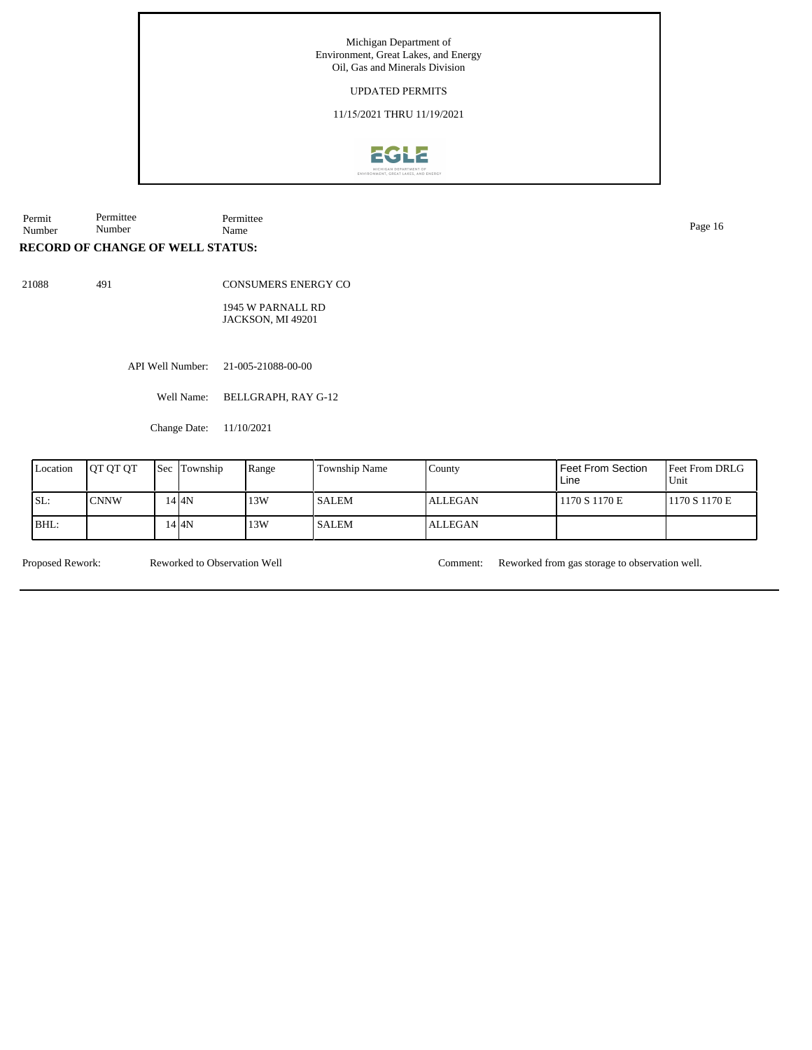Michigan Department of
Environment, Great Lakes, and Energy
Oil, Gas and Minerals Division

UPDATED PERMITS

11/15/2021 THRU 11/19/2021

| Permit Number | Permittee Number | Permittee Name |
|---|---|---|

**RECORD OF CHANGE OF WELL STATUS:**

21088 491 CONSUMERS ENERGY CO

1945 W PARNALL RD
JACKSON, MI 49201

API Well Number: 21-005-21088-00-00

Well Name: BELLGRAPH, RAY G-12

Change Date: 11/10/2021

| Location | QT QT QT | Sec | Township | Range | Township Name | County | Feet From Section Line | Feet From DRLG Unit |
|---|---|---|---|---|---|---|---|---|
| SL: | CNNW | 14 | 4N | 13W | SALEM | ALLEGAN | 1170 S 1170 E | 1170 S 1170 E |
| BHL: | | 14 | 4N | 13W | SALEM | ALLEGAN | | |

Proposed Rework: Reworked to Observation Well

Comment: Reworked from gas storage to observation well.